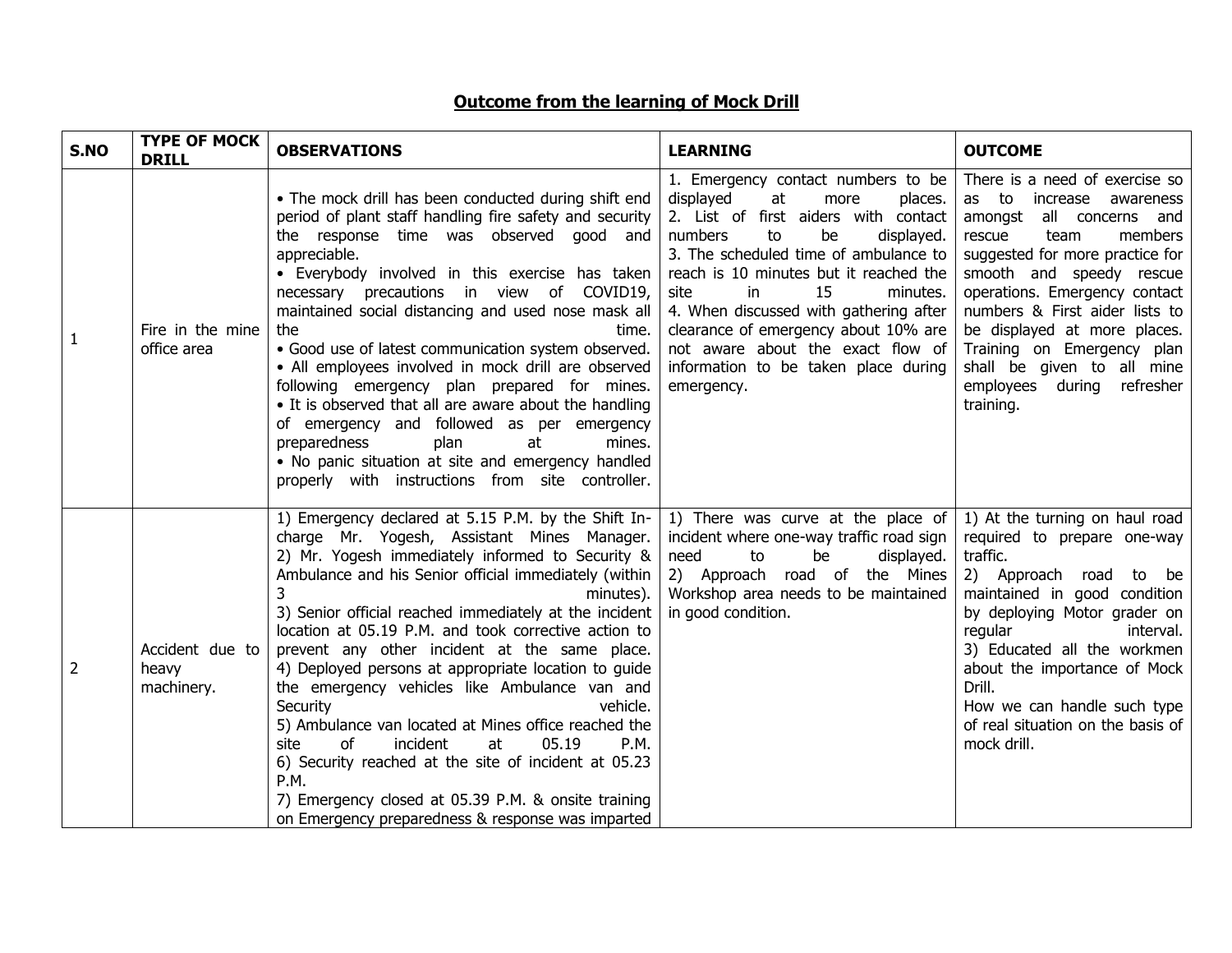## Outcome from the learning of Mock Drill

| S.NO | TYPE OF MOCK DRILL | OBSERVATIONS | LEARNING | OUTCOME |
|---|---|---|---|---|
| 1 | Fire in the mine office area | • The mock drill has been conducted during shift end period of plant staff handling fire safety and security the response time was observed good and appreciable.<br>• Everybody involved in this exercise has taken necessary precautions in view of COVID19, maintained social distancing and used nose mask all the time.<br>• Good use of latest communication system observed.<br>• All employees involved in mock drill are observed following emergency plan prepared for mines.<br>• It is observed that all are aware about the handling of emergency and followed as per emergency preparedness plan at mines.<br>• No panic situation at site and emergency handled properly with instructions from site controller. | 1. Emergency contact numbers to be displayed at more places.<br>2. List of first aiders with contact numbers to be displayed.<br>3. The scheduled time of ambulance to reach is 10 minutes but it reached the site in 15 minutes.<br>4. When discussed with gathering after clearance of emergency about 10% are not aware about the exact flow of information to be taken place during emergency. | There is a need of exercise so as to increase awareness amongst all concerns and rescue team members suggested for more practice for smooth and speedy rescue operations. Emergency contact numbers & First aider lists to be displayed at more places. Training on Emergency plan shall be given to all mine employees during refresher training. |
| 2 | Accident due to heavy machinery. | 1) Emergency declared at 5.15 P.M. by the Shift In-charge Mr. Yogesh, Assistant Mines Manager.<br>2) Mr. Yogesh immediately informed to Security & Ambulance and his Senior official immediately (within 3 minutes).<br>3) Senior official reached immediately at the incident location at 05.19 P.M. and took corrective action to prevent any other incident at the same place.<br>4) Deployed persons at appropriate location to guide the emergency vehicles like Ambulance van and Security vehicle.<br>5) Ambulance van located at Mines office reached the site of incident at 05.19 P.M.<br>6) Security reached at the site of incident at 05.23 P.M.<br>7) Emergency closed at 05.39 P.M. & onsite training on Emergency preparedness & response was imparted | 1) There was curve at the place of incident where one-way traffic road sign need to be displayed.<br>2) Approach road of the Mines Workshop area needs to be maintained in good condition. | 1) At the turning on haul road required to prepare one-way traffic.<br>2) Approach road to be maintained in good condition by deploying Motor grader on regular interval.<br>3) Educated all the workmen about the importance of Mock Drill.<br>How we can handle such type of real situation on the basis of mock drill. |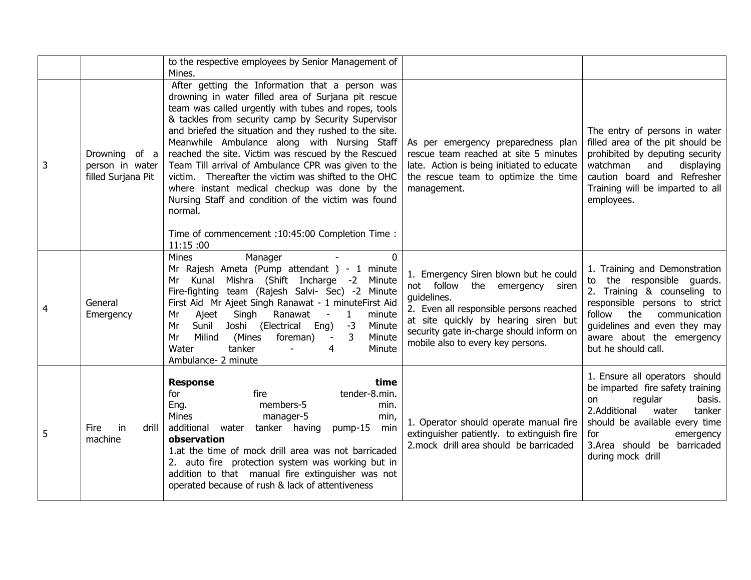| | | | | |
|---|---|---|---|---|
| | | to the respective employees by Senior Management of Mines. | | |
| 3 | Drowning of a person in water filled Surjana Pit | After getting the Information that a person was drowning in water filled area of Surjana pit rescue team was called urgently with tubes and ropes, tools & tackles from security camp by Security Supervisor and briefed the situation and they rushed to the site. Meanwhile Ambulance along with Nursing Staff reached the site. Victim was rescued by the Rescued Team Till arrival of Ambulance CPR was given to the victim. Thereafter the victim was shifted to the OHC where instant medical checkup was done by the Nursing Staff and condition of the victim was found normal.<br><br>Time of commencement :10:45:00 Completion Time : 11:15 :00 | As per emergency preparedness plan rescue team reached at site 5 minutes late. Action is being initiated to educate the rescue team to optimize the time management. | The entry of persons in water filled area of the pit should be prohibited by deputing security watchman and displaying caution board and Refresher Training will be imparted to all employees. |
| 4 | General Emergency | Mines Manager - 0<br>Mr Rajesh Ameta (Pump attendant ) - 1 minute<br>Mr Kunal Mishra (Shift Incharge -2 Minute<br>Fire-fighting team (Rajesh Salvi- Sec) -2 Minute<br>First Aid Mr Ajeet Singh Ranawat - 1 minuteFirst Aid<br>Mr Ajeet Singh Ranawat - 1 minute<br>Mr Sunil Joshi (Electrical Eng) -3 Minute<br>Mr Milind (Mines foreman) - 3 Minute<br>Water tanker - 4 Minute<br>Ambulance- 2 minute | 1. Emergency Siren blown but he could not follow the emergency siren guidelines.<br>2. Even all responsible persons reached at site quickly by hearing siren but security gate in-charge should inform on mobile also to every key persons. | 1. Training and Demonstration to the responsible guards.<br>2. Training & counseling to responsible persons to strict follow the communication guidelines and even they may aware about the emergency but he should call. |
| 5 | Fire in drill machine | **Response time**<br>for fire tender-8.min.<br>Eng. members-5 min.<br>Mines manager-5 min,<br>additional water tanker having pump-15 min<br>**observation**<br>1.at the time of mock drill area was not barricaded<br>2. auto fire protection system was working but in addition to that manual fire extinguisher was not operated because of rush & lack of attentiveness | 1. Operator should operate manual fire extinguisher patiently. to extinguish fire<br>2.mock drill area should be barricaded | 1. Ensure all operators should be imparted fire safety training on regular basis.<br>2.Additional water tanker should be available every time for emergency<br>3.Area should be barricaded during mock drill |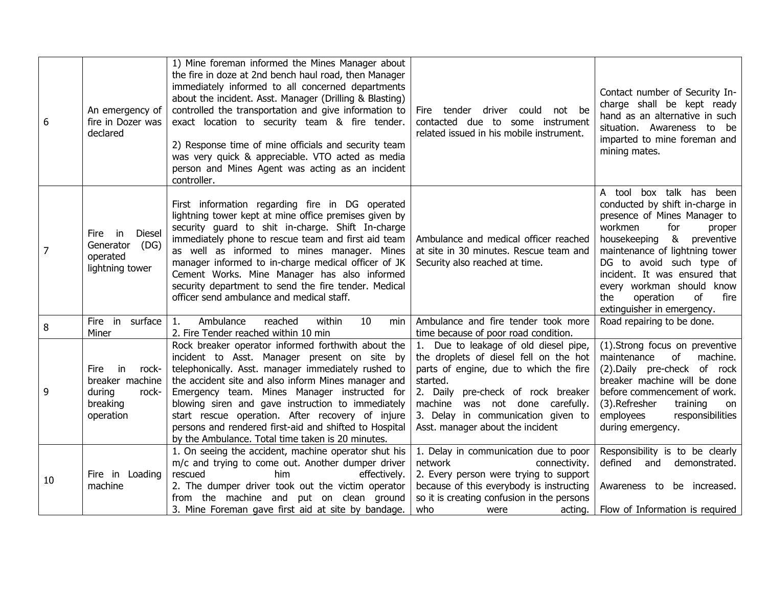| 6 | An emergency of fire in Dozer was declared | 1) Mine foreman informed the Mines Manager about the fire in doze at 2nd bench haul road, then Manager immediately informed to all concerned departments about the incident. Asst. Manager (Drilling & Blasting) controlled the transportation and give information to exact location to security team & fire tender.<br><br>2) Response time of mine officials and security team was very quick & appreciable. VTO acted as media person and Mines Agent was acting as an incident controller. | Fire tender driver could not be contacted due to some instrument related issued in his mobile instrument. | Contact number of Security In-charge shall be kept ready hand as an alternative in such situation. Awareness to be imparted to mine foreman and mining mates. |
|---|---|---|---|---|
| 7 | Fire in Diesel Generator (DG) operated lightning tower | First information regarding fire in DG operated lightning tower kept at mine office premises given by security guard to shit in-charge. Shift In-charge immediately phone to rescue team and first aid team as well as informed to mines manager. Mines manager informed to in-charge medical officer of JK Cement Works. Mine Manager has also informed security department to send the fire tender. Medical officer send ambulance and medical staff. | Ambulance and medical officer reached at site in 30 minutes. Rescue team and Security also reached at time. | A tool box talk has been conducted by shift in-charge in presence of Mines Manager to workmen for proper housekeeping & preventive maintenance of lightning tower DG to avoid such type of incident. It was ensured that every workman should know the operation of fire extinguisher in emergency. |
| 8 | Fire in surface Miner | 1. Ambulance reached within 10 min<br>2. Fire Tender reached within 10 min | Ambulance and fire tender took more time because of poor road condition. | Road repairing to be done. |
| 9 | Fire in rock-breaker machine during rock-breaking operation | Rock breaker operator informed forthwith about the incident to Asst. Manager present on site by telephonically. Asst. manager immediately rushed to the accident site and also inform Mines manager and Emergency team. Mines Manager instructed for blowing siren and gave instruction to immediately start rescue operation. After recovery of injure persons and rendered first-aid and shifted to Hospital by the Ambulance. Total time taken is 20 minutes. | 1. Due to leakage of old diesel pipe, the droplets of diesel fell on the hot parts of engine, due to which the fire started.<br>2. Daily pre-check of rock breaker machine was not done carefully.<br>3. Delay in communication given to Asst. manager about the incident | (1).Strong focus on preventive maintenance of machine.<br>(2).Daily pre-check of rock breaker machine will be done before commencement of work.<br>(3).Refresher training on employees responsibilities during emergency. |
| 10 | Fire in Loading machine | 1. On seeing the accident, machine operator shut his m/c and trying to come out. Another dumper driver rescued him effectively.<br>2. The dumper driver took out the victim operator from the machine and put on clean ground<br>3. Mine Foreman gave first aid at site by bandage. | 1. Delay in communication due to poor network connectivity.<br>2. Every person were trying to support because of this everybody is instructing so it is creating confusion in the persons who were acting. | Responsibility is to be clearly defined and demonstrated.<br><br>Awareness to be increased.<br><br>Flow of Information is required |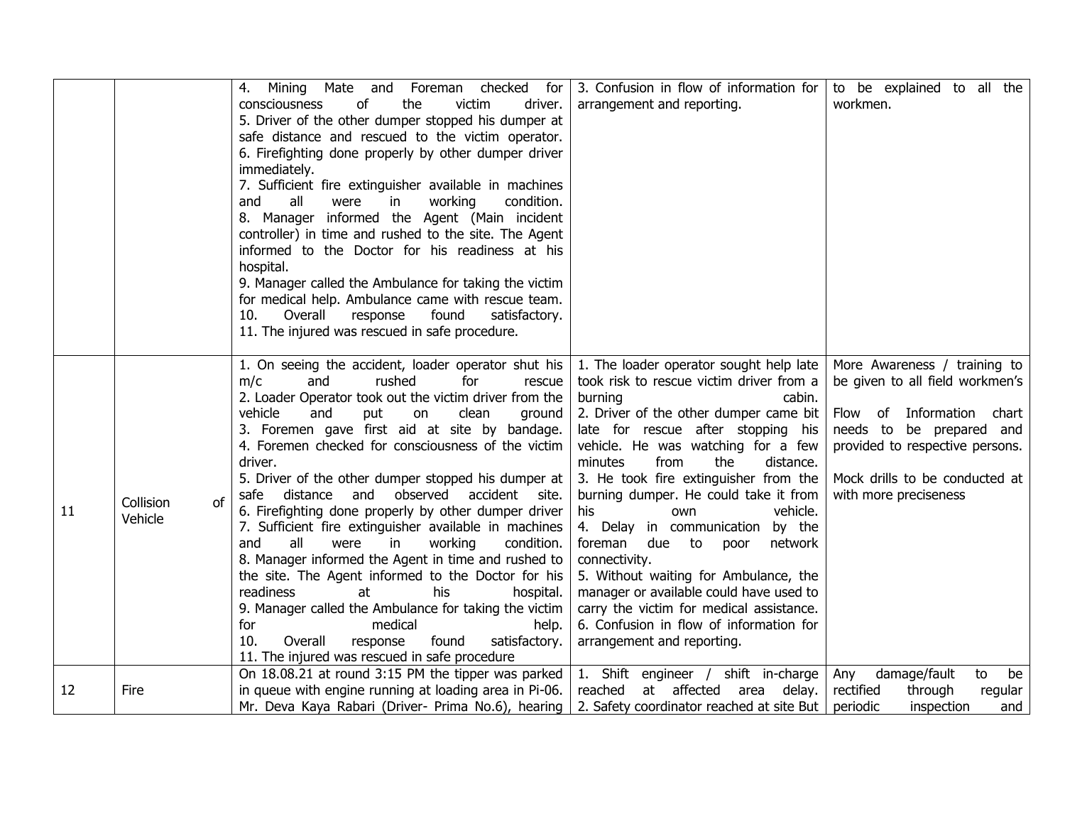| | | | | |
|---|---|---|---|---|
| | | 4. Mining Mate and Foreman checked for consciousness of the victim driver.<br>5. Driver of the other dumper stopped his dumper at safe distance and rescued to the victim operator.<br>6. Firefighting done properly by other dumper driver immediately.<br>7. Sufficient fire extinguisher available in machines and all were in working condition.<br>8. Manager informed the Agent (Main incident controller) in time and rushed to the site. The Agent informed to the Doctor for his readiness at his hospital.<br>9. Manager called the Ambulance for taking the victim for medical help. Ambulance came with rescue team.<br>10. Overall response found satisfactory.<br>11. The injured was rescued in safe procedure. | 3. Confusion in flow of information for arrangement and reporting. | to be explained to all the workmen. |
| 11 | Collision of Vehicle | 1. On seeing the accident, loader operator shut his m/c and rushed for rescue<br>2. Loader Operator took out the victim driver from the vehicle and put on clean ground<br>3. Foremen gave first aid at site by bandage.<br>4. Foremen checked for consciousness of the victim driver.<br>5. Driver of the other dumper stopped his dumper at safe distance and observed accident site.<br>6. Firefighting done properly by other dumper driver<br>7. Sufficient fire extinguisher available in machines and all were in working condition.<br>8. Manager informed the Agent in time and rushed to the site. The Agent informed to the Doctor for his readiness at his hospital.<br>9. Manager called the Ambulance for taking the victim for medical help.<br>10. Overall response found satisfactory.<br>11. The injured was rescued in safe procedure | 1. The loader operator sought help late took risk to rescue victim driver from a burning cabin.<br>2. Driver of the other dumper came bit late for rescue after stopping his vehicle. He was watching for a few minutes from the distance.<br>3. He took fire extinguisher from the burning dumper. He could take it from his own vehicle.<br>4. Delay in communication by the foreman due to poor network connectivity.<br>5. Without waiting for Ambulance, the manager or available could have used to carry the victim for medical assistance.<br>6. Confusion in flow of information for arrangement and reporting. | More Awareness / training to be given to all field workmen's<br><br>Flow of Information chart needs to be prepared and provided to respective persons.<br><br>Mock drills to be conducted at with more preciseness |
| 12 | Fire | On 18.08.21 at round 3:15 PM the tipper was parked in queue with engine running at loading area in Pi-06. Mr. Deva Kaya Rabari (Driver- Prima No.6), hearing | 1. Shift engineer / shift in-charge reached at affected area delay.<br>2. Safety coordinator reached at site But | Any damage/fault to be rectified through regular periodic inspection and |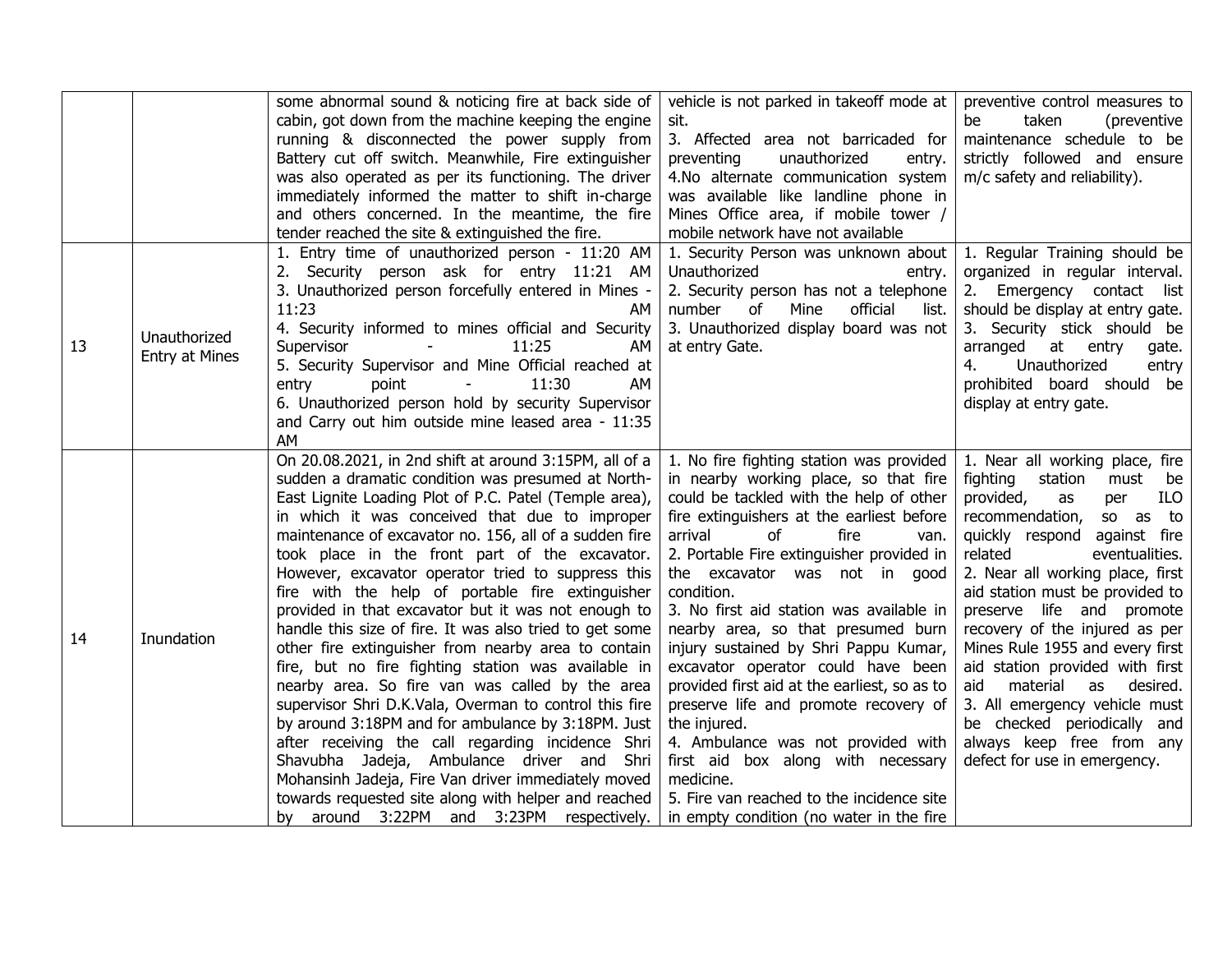| | | | | |
|---|---|---|---|---|
| | | some abnormal sound & noticing fire at back side of cabin, got down from the machine keeping the engine running & disconnected the power supply from Battery cut off switch. Meanwhile, Fire extinguisher was also operated as per its functioning. The driver immediately informed the matter to shift in-charge and others concerned. In the meantime, the fire tender reached the site & extinguished the fire. | vehicle is not parked in takeoff mode at sit.<br>3. Affected area not barricaded for preventing unauthorized entry.<br>4.No alternate communication system was available like landline phone in Mines Office area, if mobile tower / mobile network have not available | preventive control measures to be taken (preventive maintenance schedule to be strictly followed and ensure m/c safety and reliability). |
| 13 | Unauthorized Entry at Mines | 1. Entry time of unauthorized person - 11:20 AM<br>2. Security person ask for entry 11:21 AM<br>3. Unauthorized person forcefully entered in Mines - 11:23 AM<br>4. Security informed to mines official and Security Supervisor - 11:25 AM<br>5. Security Supervisor and Mine Official reached at entry point - 11:30 AM<br>6. Unauthorized person hold by security Supervisor and Carry out him outside mine leased area - 11:35 AM | 1. Security Person was unknown about Unauthorized entry.<br>2. Security person has not a telephone number of Mine official list.<br>3. Unauthorized display board was not at entry Gate. | 1. Regular Training should be organized in regular interval.<br>2. Emergency contact list should be display at entry gate.<br>3. Security stick should be arranged at entry gate.<br>4. Unauthorized entry prohibited board should be display at entry gate. |
| 14 | Inundation | On 20.08.2021, in 2nd shift at around 3:15PM, all of a sudden a dramatic condition was presumed at North-East Lignite Loading Plot of P.C. Patel (Temple area), in which it was conceived that due to improper maintenance of excavator no. 156, all of a sudden fire took place in the front part of the excavator. However, excavator operator tried to suppress this fire with the help of portable fire extinguisher provided in that excavator but it was not enough to handle this size of fire. It was also tried to get some other fire extinguisher from nearby area to contain fire, but no fire fighting station was available in nearby area. So fire van was called by the area supervisor Shri D.K.Vala, Overman to control this fire by around 3:18PM and for ambulance by 3:18PM. Just after receiving the call regarding incidence Shri Shavubha Jadeja, Ambulance driver and Shri Mohansinh Jadeja, Fire Van driver immediately moved towards requested site along with helper and reached by around 3:22PM and 3:23PM respectively. | 1. No fire fighting station was provided in nearby working place, so that fire could be tackled with the help of other fire extinguishers at the earliest before arrival of fire van.<br>2. Portable Fire extinguisher provided in the excavator was not in good condition.<br>3. No first aid station was available in nearby area, so that presumed burn injury sustained by Shri Pappu Kumar, excavator operator could have been provided first aid at the earliest, so as to preserve life and promote recovery of the injured.<br>4. Ambulance was not provided with first aid box along with necessary medicine.<br>5. Fire van reached to the incidence site in empty condition (no water in the fire | 1. Near all working place, fire fighting station must be provided, as per ILO recommendation, so as to quickly respond against fire related eventualities.<br>2. Near all working place, first aid station must be provided to preserve life and promote recovery of the injured as per Mines Rule 1955 and every first aid station provided with first aid material as desired.<br>3. All emergency vehicle must be checked periodically and always keep free from any defect for use in emergency. |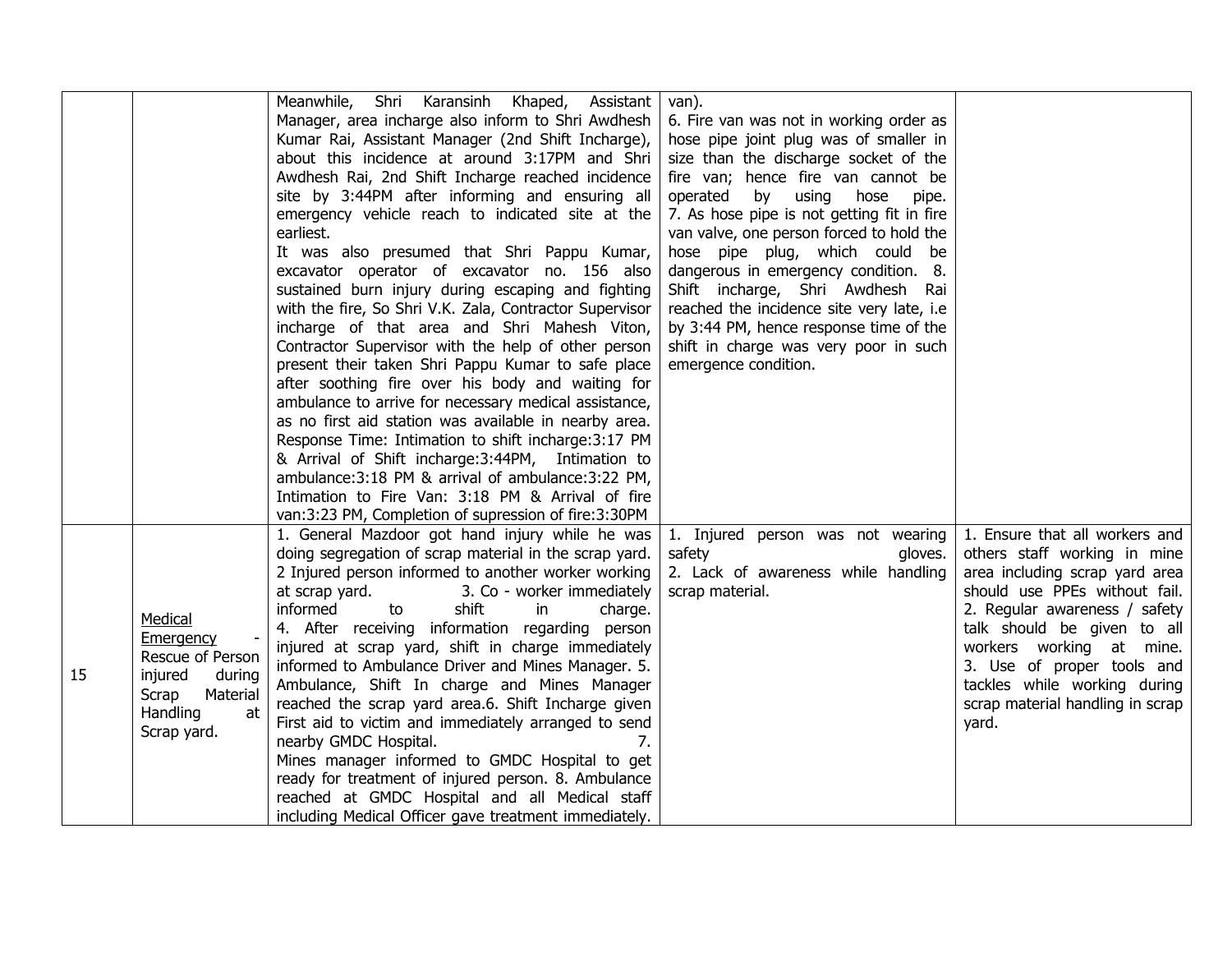| | | | | |
|---|---|---|---|---|
| | | Meanwhile, Shri Karansinh Khaped, Assistant Manager, area incharge also inform to Shri Awdhesh Kumar Rai, Assistant Manager (2nd Shift Incharge), about this incidence at around 3:17PM and Shri Awdhesh Rai, 2nd Shift Incharge reached incidence site by 3:44PM after informing and ensuring all emergency vehicle reach to indicated site at the earliest.<br>It was also presumed that Shri Pappu Kumar, excavator operator of excavator no. 156 also sustained burn injury during escaping and fighting with the fire, So Shri V.K. Zala, Contractor Supervisor incharge of that area and Shri Mahesh Viton, Contractor Supervisor with the help of other person present their taken Shri Pappu Kumar to safe place after soothing fire over his body and waiting for ambulance to arrive for necessary medical assistance, as no first aid station was available in nearby area.<br>Response Time: Intimation to shift incharge:3:17 PM & Arrival of Shift incharge:3:44PM, Intimation to ambulance:3:18 PM & arrival of ambulance:3:22 PM, Intimation to Fire Van: 3:18 PM & Arrival of fire van:3:23 PM, Completion of supression of fire:3:30PM | van).<br>6. Fire van was not in working order as hose pipe joint plug was of smaller in size than the discharge socket of the fire van; hence fire van cannot be operated by using hose pipe.<br>7. As hose pipe is not getting fit in fire van valve, one person forced to hold the hose pipe plug, which could be dangerous in emergency condition. 8. Shift incharge, Shri Awdhesh Rai reached the incidence site very late, i.e by 3:44 PM, hence response time of the shift in charge was very poor in such emergence condition. | |
| 15 | Medical Emergency - Rescue of Person injured during Scrap Material Handling at Scrap yard. | 1. General Mazdoor got hand injury while he was doing segregation of scrap material in the scrap yard. 2 Injured person informed to another worker working at scrap yard. 3. Co - worker immediately informed to shift in charge.<br>4. After receiving information regarding person injured at scrap yard, shift in charge immediately informed to Ambulance Driver and Mines Manager. 5. Ambulance, Shift In charge and Mines Manager reached the scrap yard area.6. Shift Incharge given First aid to victim and immediately arranged to send nearby GMDC Hospital. 7.<br>Mines manager informed to GMDC Hospital to get ready for treatment of injured person. 8. Ambulance reached at GMDC Hospital and all Medical staff including Medical Officer gave treatment immediately. | 1. Injured person was not wearing safety gloves.<br>2. Lack of awareness while handling scrap material. | 1. Ensure that all workers and others staff working in mine area including scrap yard area should use PPEs without fail.<br>2. Regular awareness / safety talk should be given to all workers working at mine.<br>3. Use of proper tools and tackles while working during scrap material handling in scrap yard. |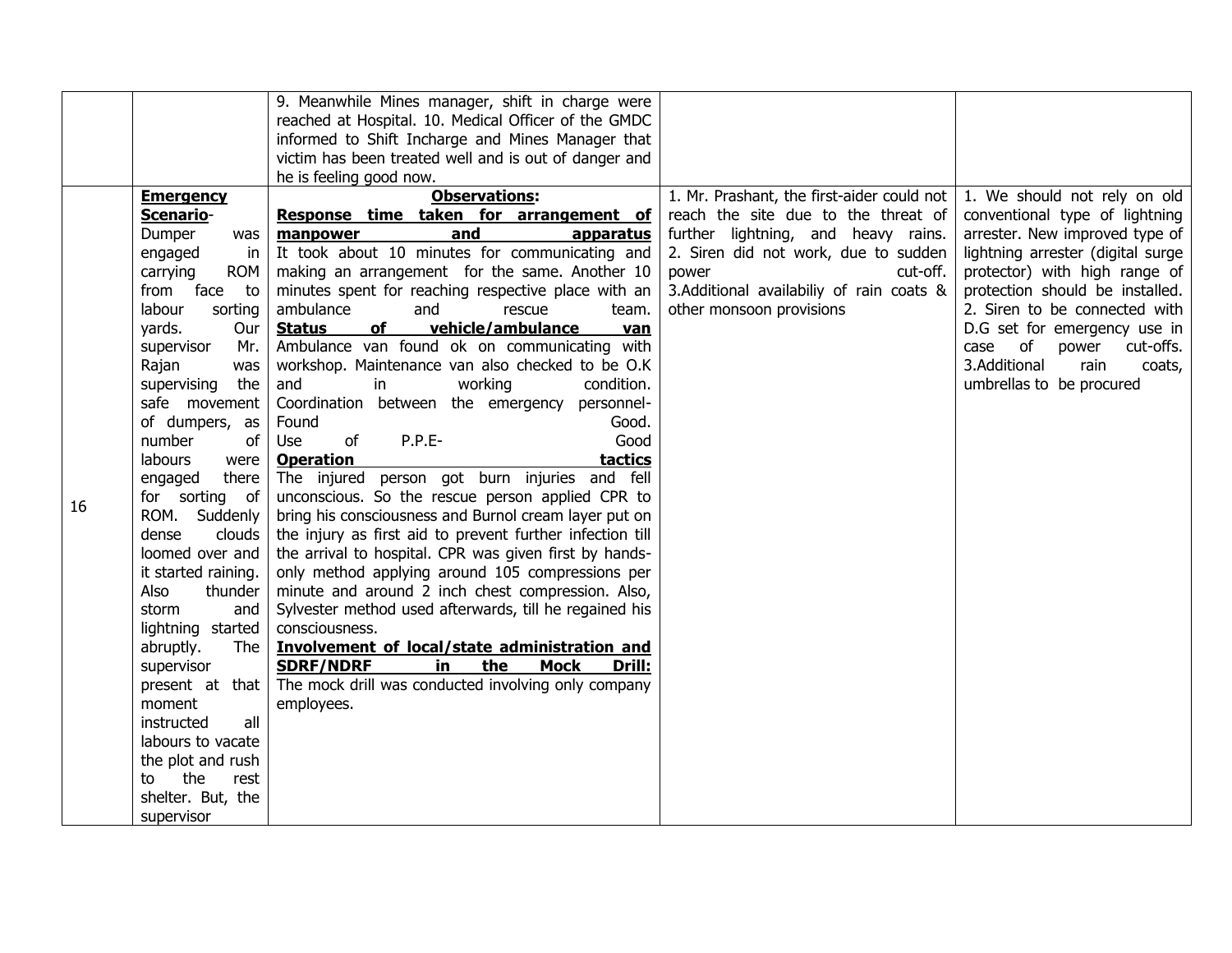| | | | | |
|---|---|---|---|---|
| | | 9. Meanwhile Mines manager, shift in charge were reached at Hospital. 10. Medical Officer of the GMDC informed to Shift Incharge and Mines Manager that victim has been treated well and is out of danger and he is feeling good now. | | |
| 16 | **Emergency Scenario**- Dumper was engaged in carrying ROM from face to labour sorting yards. Our supervisor Mr. Rajan was supervising the safe movement of dumpers, as number of labours were engaged there for sorting of ROM. Suddenly dense clouds loomed over and it started raining. Also thunder storm and lightning started abruptly. The supervisor present at that moment instructed all labours to vacate the plot and rush to the rest shelter. But, the supervisor | **Observations:** **Response time taken for arrangement of manpower and apparatus** It took about 10 minutes for communicating and making an arrangement for the same. Another 10 minutes spent for reaching respective place with an ambulance and rescue team. **Status of vehicle/ambulance van** Ambulance van found ok on communicating with workshop. Maintenance van also checked to be O.K and in working condition. Coordination between the emergency personnel- Found Good. Use of P.P.E- Good **Operation tactics** The injured person got burn injuries and fell unconscious. So the rescue person applied CPR to bring his consciousness and Burnol cream layer put on the injury as first aid to prevent further infection till the arrival to hospital. CPR was given first by hands-only method applying around 105 compressions per minute and around 2 inch chest compression. Also, Sylvester method used afterwards, till he regained his consciousness. **Involvement of local/state administration and SDRF/NDRF in the Mock Drill:** The mock drill was conducted involving only company employees. | 1. Mr. Prashant, the first-aider could not reach the site due to the threat of further lightning, and heavy rains. 2. Siren did not work, due to sudden power cut-off. 3.Additional availabiliy of rain coats & other monsoon provisions | 1. We should not rely on old conventional type of lightning arrester. New improved type of lightning arrester (digital surge protector) with high range of protection should be installed. 2. Siren to be connected with D.G set for emergency use in case of power cut-offs. 3.Additional rain coats, umbrellas to be procured |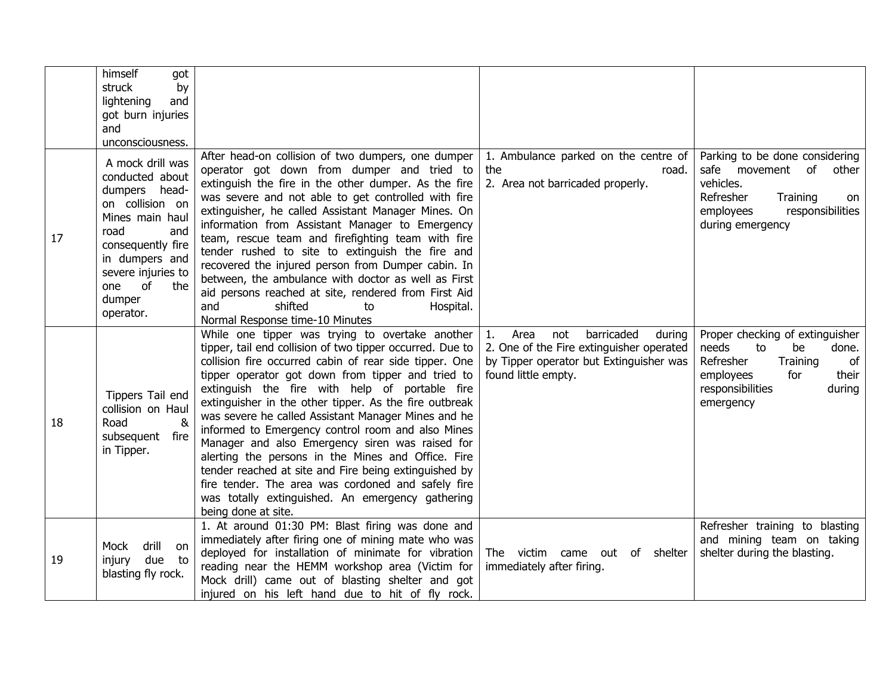| | | | | |
|---|---|---|---|---|
| | himself got struck by lightening and got burn injuries and unconsciousness. | | | |
| 17 | A mock drill was conducted about dumpers head-on collision on Mines main haul road and consequently fire in dumpers and severe injuries to one of the dumper operator. | After head-on collision of two dumpers, one dumper operator got down from dumper and tried to extinguish the fire in the other dumper. As the fire was severe and not able to get controlled with fire extinguisher, he called Assistant Manager Mines. On information from Assistant Manager to Emergency team, rescue team and firefighting team with fire tender rushed to site to extinguish the fire and recovered the injured person from Dumper cabin. In between, the ambulance with doctor as well as First aid persons reached at site, rendered from First Aid and shifted to Hospital.<br>Normal Response time-10 Minutes | 1. Ambulance parked on the centre of the road.<br>2. Area not barricaded properly. | Parking to be done considering safe movement of other vehicles.<br>Refresher Training on employees responsibilities during emergency |
| 18 | Tippers Tail end collision on Haul Road & subsequent fire in Tipper. | While one tipper was trying to overtake another tipper, tail end collision of two tipper occurred. Due to collision fire occurred cabin of rear side tipper. One tipper operator got down from tipper and tried to extinguish the fire with help of portable fire extinguisher in the other tipper. As the fire outbreak was severe he called Assistant Manager Mines and he informed to Emergency control room and also Mines Manager and also Emergency siren was raised for alerting the persons in the Mines and Office. Fire tender reached at site and Fire being extinguished by fire tender. The area was cordoned and safely fire was totally extinguished. An emergency gathering being done at site. | 1. Area not barricaded during<br>2. One of the Fire extinguisher operated by Tipper operator but Extinguisher was found little empty. | Proper checking of extinguisher needs to be done.<br>Refresher Training of employees for their responsibilities during emergency |
| 19 | Mock drill on injury due to blasting fly rock. | 1. At around 01:30 PM: Blast firing was done and immediately after firing one of mining mate who was deployed for installation of minimate for vibration reading near the HEMM workshop area (Victim for Mock drill) came out of blasting shelter and got injured on his left hand due to hit of fly rock. | The victim came out of shelter immediately after firing. | Refresher training to blasting and mining team on taking shelter during the blasting. |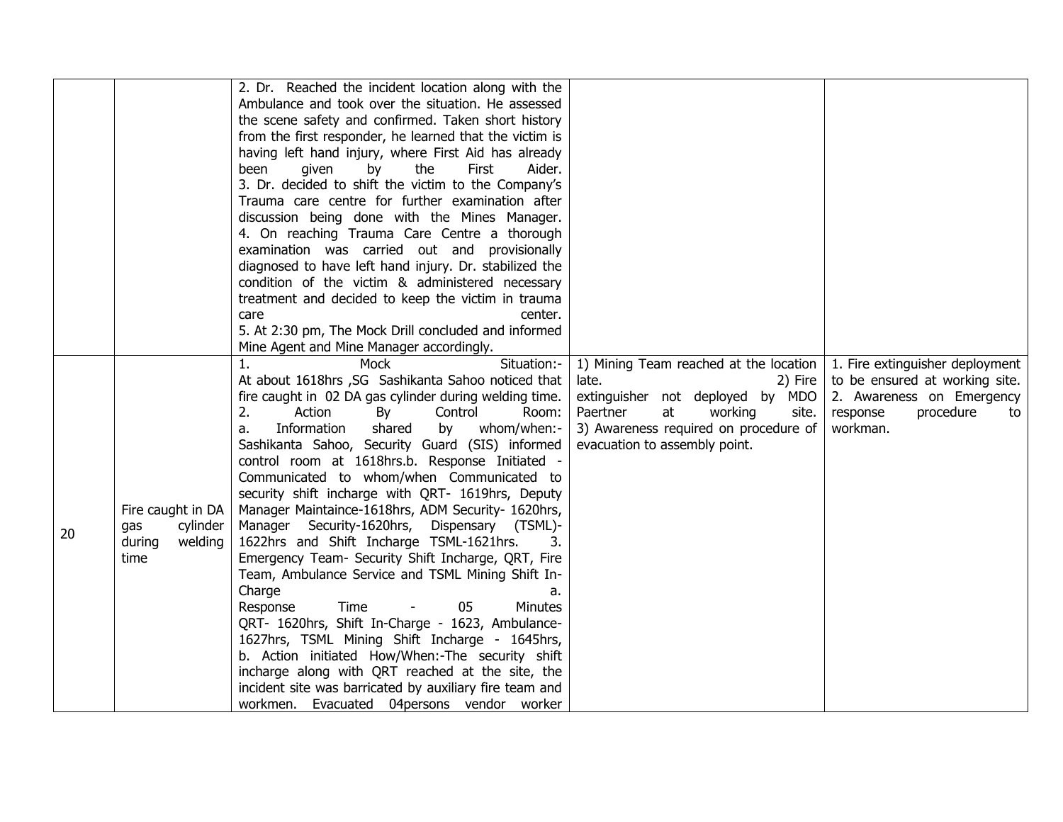| | | | | |
|---|---|---|---|---|
| | | 2. Dr. Reached the incident location along with the Ambulance and took over the situation. He assessed the scene safety and confirmed. Taken short history from the first responder, he learned that the victim is having left hand injury, where First Aid has already been given by the First Aider.<br>3. Dr. decided to shift the victim to the Company's Trauma care centre for further examination after discussion being done with the Mines Manager.<br>4. On reaching Trauma Care Centre a thorough examination was carried out and provisionally diagnosed to have left hand injury. Dr. stabilized the condition of the victim & administered necessary treatment and decided to keep the victim in trauma care center.<br>5. At 2:30 pm, The Mock Drill concluded and informed Mine Agent and Mine Manager accordingly. | | |
| 20 | Fire caught in DA gas cylinder during welding time | 1. Mock Situation:- At about 1618hrs ,SG Sashikanta Sahoo noticed that fire caught in 02 DA gas cylinder during welding time.<br>2. Action By Control Room:<br>a. Information shared by whom/when:- Sashikanta Sahoo, Security Guard (SIS) informed control room at 1618hrs.b. Response Initiated - Communicated to whom/when Communicated to security shift incharge with QRT- 1619hrs, Deputy Manager Maintaince-1618hrs, ADM Security- 1620hrs, Manager Security-1620hrs, Dispensary (TSML)-1622hrs and Shift Incharge TSML-1621hrs.<br>3. Emergency Team- Security Shift Incharge, QRT, Fire Team, Ambulance Service and TSML Mining Shift In-Charge<br>a. Response Time - 05 Minutes<br>QRT- 1620hrs, Shift In-Charge - 1623, Ambulance-1627hrs, TSML Mining Shift Incharge - 1645hrs,<br>b. Action initiated How/When:-The security shift incharge along with QRT reached at the site, the incident site was barricated by auxiliary fire team and workmen. Evacuated 04persons vendor worker | 1) Mining Team reached at the location late.<br>2) Fire extinguisher not deployed by MDO Paertner at working site.<br>3) Awareness required on procedure of evacuation to assembly point. | 1. Fire extinguisher deployment to be ensured at working site.<br>2. Awareness on Emergency response procedure to workman. |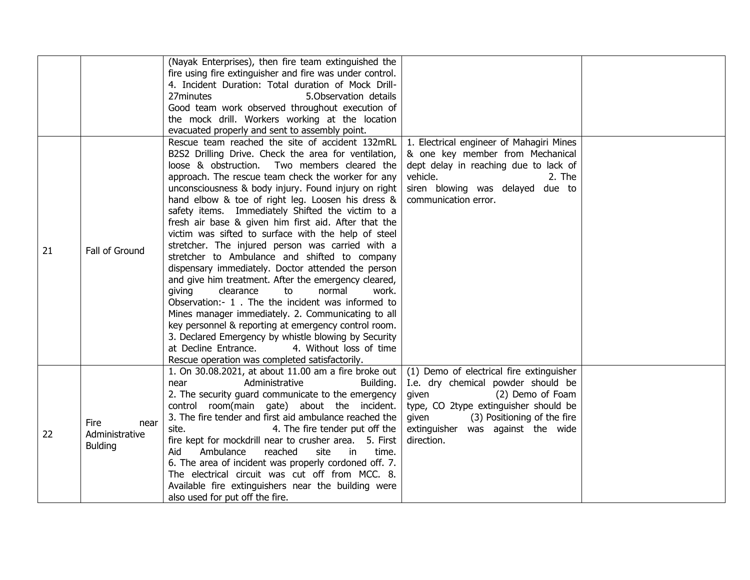| | | | | |
|---|---|---|---|---|
| | | (Nayak Enterprises), then fire team extinguished the fire using fire extinguisher and fire was under control. 4. Incident Duration: Total duration of Mock Drill- 27minutes 5.Observation details Good team work observed throughout execution of the mock drill. Workers working at the location evacuated properly and sent to assembly point. | | |
| 21 | Fall of Ground | Rescue team reached the site of accident 132mRL B2S2 Drilling Drive. Check the area for ventilation, loose & obstruction. Two members cleared the approach. The rescue team check the worker for any unconsciousness & body injury. Found injury on right hand elbow & toe of right leg. Loosen his dress & safety items. Immediately Shifted the victim to a fresh air base & given him first aid. After that the victim was sifted to surface with the help of steel stretcher. The injured person was carried with a stretcher to Ambulance and shifted to company dispensary immediately. Doctor attended the person and give him treatment. After the emergency cleared, giving clearance to normal work. Observation:- 1 . The the incident was informed to Mines manager immediately. 2. Communicating to all key personnel & reporting at emergency control room. 3. Declared Emergency by whistle blowing by Security at Decline Entrance. 4. Without loss of time Rescue operation was completed satisfactorily. | 1. Electrical engineer of Mahagiri Mines & one key member from Mechanical dept delay in reaching due to lack of vehicle. 2. The siren blowing was delayed due to communication error. | |
| 22 | Fire near Administrative Bulding | 1. On 30.08.2021, at about 11.00 am a fire broke out near Administrative Building. 2. The security guard communicate to the emergency control room(main gate) about the incident. 3. The fire tender and first aid ambulance reached the site. 4. The fire tender put off the fire kept for mockdrill near to crusher area. 5. First Aid Ambulance reached site in time. 6. The area of incident was properly cordoned off. 7. The electrical circuit was cut off from MCC. 8. Available fire extinguishers near the building were also used for put off the fire. | (1) Demo of electrical fire extinguisher I.e. dry chemical powder should be given (2) Demo of Foam type, CO 2type extinguisher should be given (3) Positioning of the fire extinguisher was against the wide direction. | |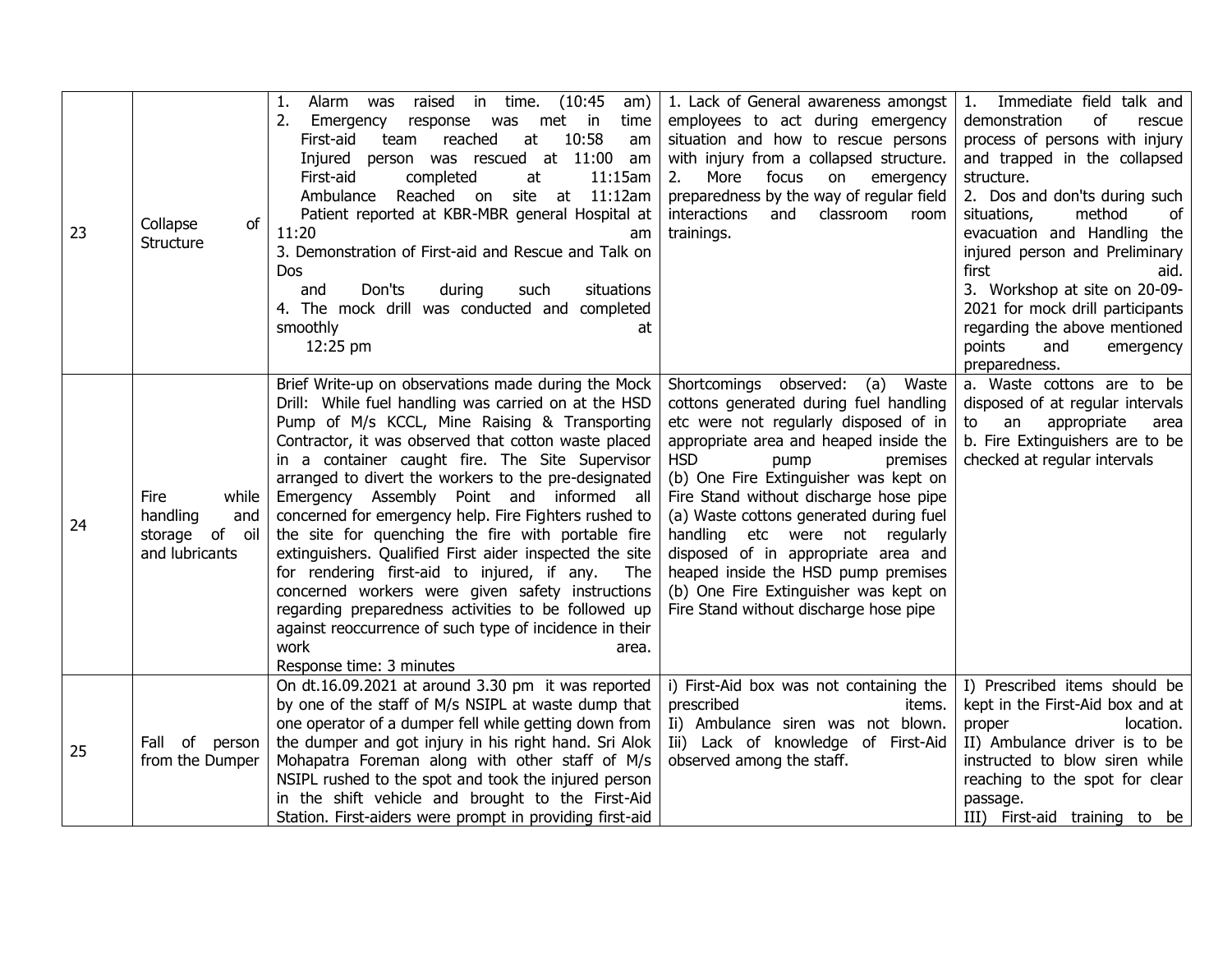| 23 | Collapse of Structure | 1. Alarm was raised in time. (10:45 am)<br>2. Emergency response was met in time First-aid team reached at 10:58 am Injured person was rescued at 11:00 am First-aid completed at 11:15am Ambulance Reached on site at 11:12am Patient reported at KBR-MBR general Hospital at 11:20 am<br>3. Demonstration of First-aid and Rescue and Talk on Dos and Don'ts during such situations<br>4. The mock drill was conducted and completed smoothly at 12:25 pm | 1. Lack of General awareness amongst employees to act during emergency situation and how to rescue persons with injury from a collapsed structure.<br>2. More focus on emergency preparedness by the way of regular field interactions and classroom room trainings. | 1. Immediate field talk and demonstration of rescue process of persons with injury and trapped in the collapsed structure.<br>2. Dos and don'ts during such situations, method of evacuation and Handling the injured person and Preliminary first aid.<br>3. Workshop at site on 20-09-2021 for mock drill participants regarding the above mentioned points and emergency preparedness. |
|---|---|---|---|---|
| 24 | Fire while handling and storage of oil and lubricants | Brief Write-up on observations made during the Mock Drill: While fuel handling was carried on at the HSD Pump of M/s KCCL, Mine Raising & Transporting Contractor, it was observed that cotton waste placed in a container caught fire. The Site Supervisor arranged to divert the workers to the pre-designated Emergency Assembly Point and informed all concerned for emergency help. Fire Fighters rushed to the site for quenching the fire with portable fire extinguishers. Qualified First aider inspected the site for rendering first-aid to injured, if any. The concerned workers were given safety instructions regarding preparedness activities to be followed up against reoccurrence of such type of incidence in their work area.<br>Response time: 3 minutes | Shortcomings observed: (a) Waste cottons generated during fuel handling etc were not regularly disposed of in appropriate area and heaped inside the HSD pump premises<br>(b) One Fire Extinguisher was kept on Fire Stand without discharge hose pipe<br>(a) Waste cottons generated during fuel handling etc were not regularly disposed of in appropriate area and heaped inside the HSD pump premises<br>(b) One Fire Extinguisher was kept on Fire Stand without discharge hose pipe | a. Waste cottons are to be disposed of at regular intervals to an appropriate area<br>b. Fire Extinguishers are to be checked at regular intervals |
| 25 | Fall of person from the Dumper | On dt.16.09.2021 at around 3.30 pm it was reported by one of the staff of M/s NSIPL at waste dump that one operator of a dumper fell while getting down from the dumper and got injury in his right hand. Sri Alok Mohapatra Foreman along with other staff of M/s NSIPL rushed to the spot and took the injured person in the shift vehicle and brought to the First-Aid Station. First-aiders were prompt in providing first-aid | i) First-Aid box was not containing the prescribed items.<br>Ii) Ambulance siren was not blown.<br>Iii) Lack of knowledge of First-Aid observed among the staff. | I) Prescribed items should be kept in the First-Aid box and at proper location.<br>II) Ambulance driver is to be instructed to blow siren while reaching to the spot for clear passage.<br>III) First-aid training to be |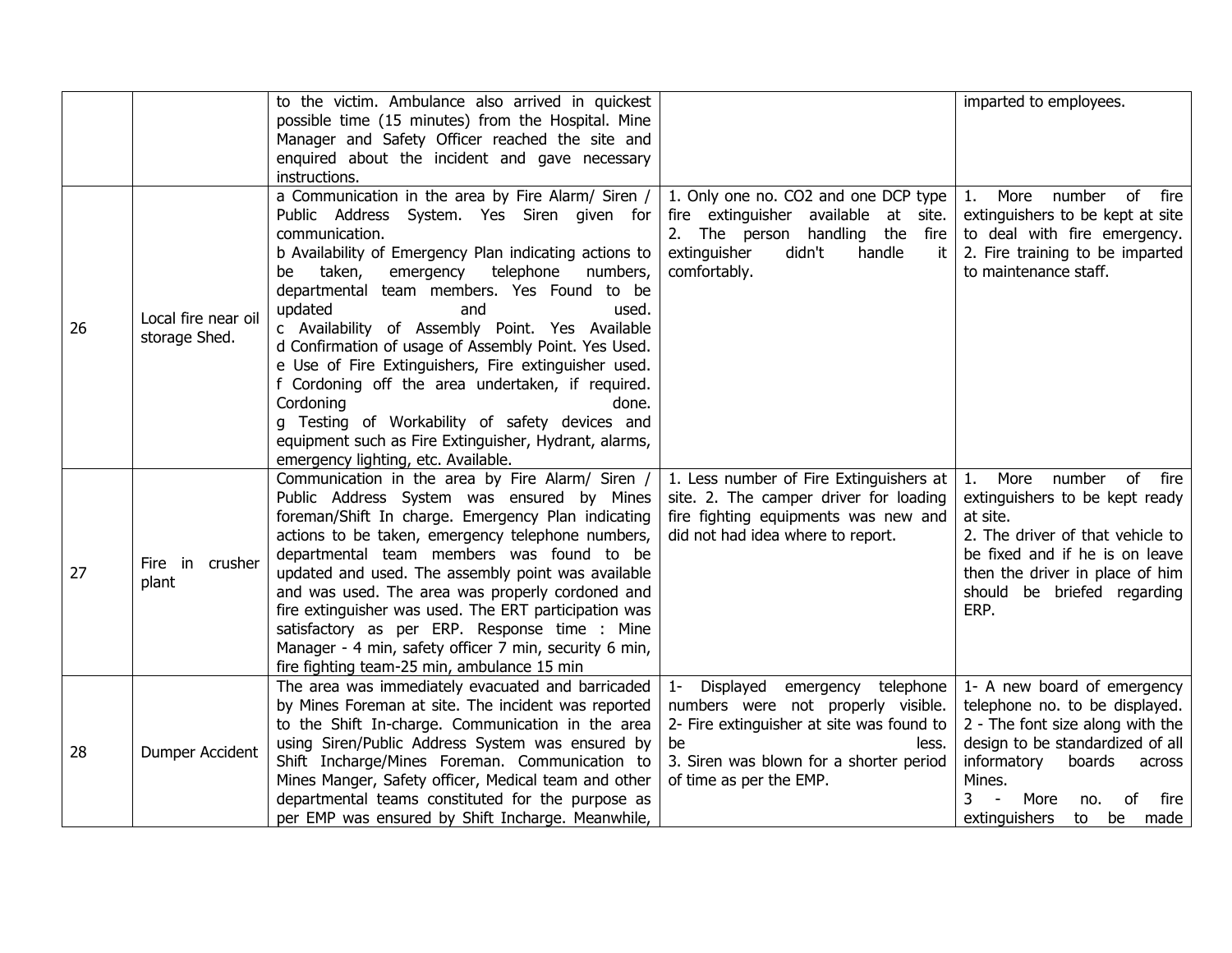| | | to the victim. Ambulance also arrived in quickest possible time (15 minutes) from the Hospital. Mine Manager and Safety Officer reached the site and enquired about the incident and gave necessary instructions. | | imparted to employees. |
|---|---|---|---|---|
| 26 | Local fire near oil storage Shed. | a Communication in the area by Fire Alarm/ Siren / Public Address System. Yes Siren given for communication.<br>b Availability of Emergency Plan indicating actions to be taken, emergency telephone numbers, departmental team members. Yes Found to be updated and used.<br>c Availability of Assembly Point. Yes Available<br>d Confirmation of usage of Assembly Point. Yes Used.<br>e Use of Fire Extinguishers, Fire extinguisher used.<br>f Cordoning off the area undertaken, if required. Cordoning done.<br>g Testing of Workability of safety devices and equipment such as Fire Extinguisher, Hydrant, alarms, emergency lighting, etc. Available. | 1. Only one no. CO2 and one DCP type fire extinguisher available at site.<br>2. The person handling the fire extinguisher didn't handle it comfortably. | 1. More number of fire extinguishers to be kept at site to deal with fire emergency.<br>2. Fire training to be imparted to maintenance staff. |
| 27 | Fire in crusher plant | Communication in the area by Fire Alarm/ Siren / Public Address System was ensured by Mines foreman/Shift In charge. Emergency Plan indicating actions to be taken, emergency telephone numbers, departmental team members was found to be updated and used. The assembly point was available and was used. The area was properly cordoned and fire extinguisher was used. The ERT participation was satisfactory as per ERP. Response time : Mine Manager - 4 min, safety officer 7 min, security 6 min, fire fighting team-25 min, ambulance 15 min | 1. Less number of Fire Extinguishers at site. 2. The camper driver for loading fire fighting equipments was new and did not had idea where to report. | 1. More number of fire extinguishers to be kept ready at site.<br>2. The driver of that vehicle to be fixed and if he is on leave then the driver in place of him should be briefed regarding ERP. |
| 28 | Dumper Accident | The area was immediately evacuated and barricaded by Mines Foreman at site. The incident was reported to the Shift In-charge. Communication in the area using Siren/Public Address System was ensured by Shift Incharge/Mines Foreman. Communication to Mines Manger, Safety officer, Medical team and other departmental teams constituted for the purpose as per EMP was ensured by Shift Incharge. Meanwhile, | 1- Displayed emergency telephone numbers were not properly visible.<br>2- Fire extinguisher at site was found to be less.<br>3. Siren was blown for a shorter period of time as per the EMP. | 1- A new board of emergency telephone no. to be displayed.<br>2 - The font size along with the design to be standardized of all informatory boards across Mines.<br>3 - More no. of fire extinguishers to be made |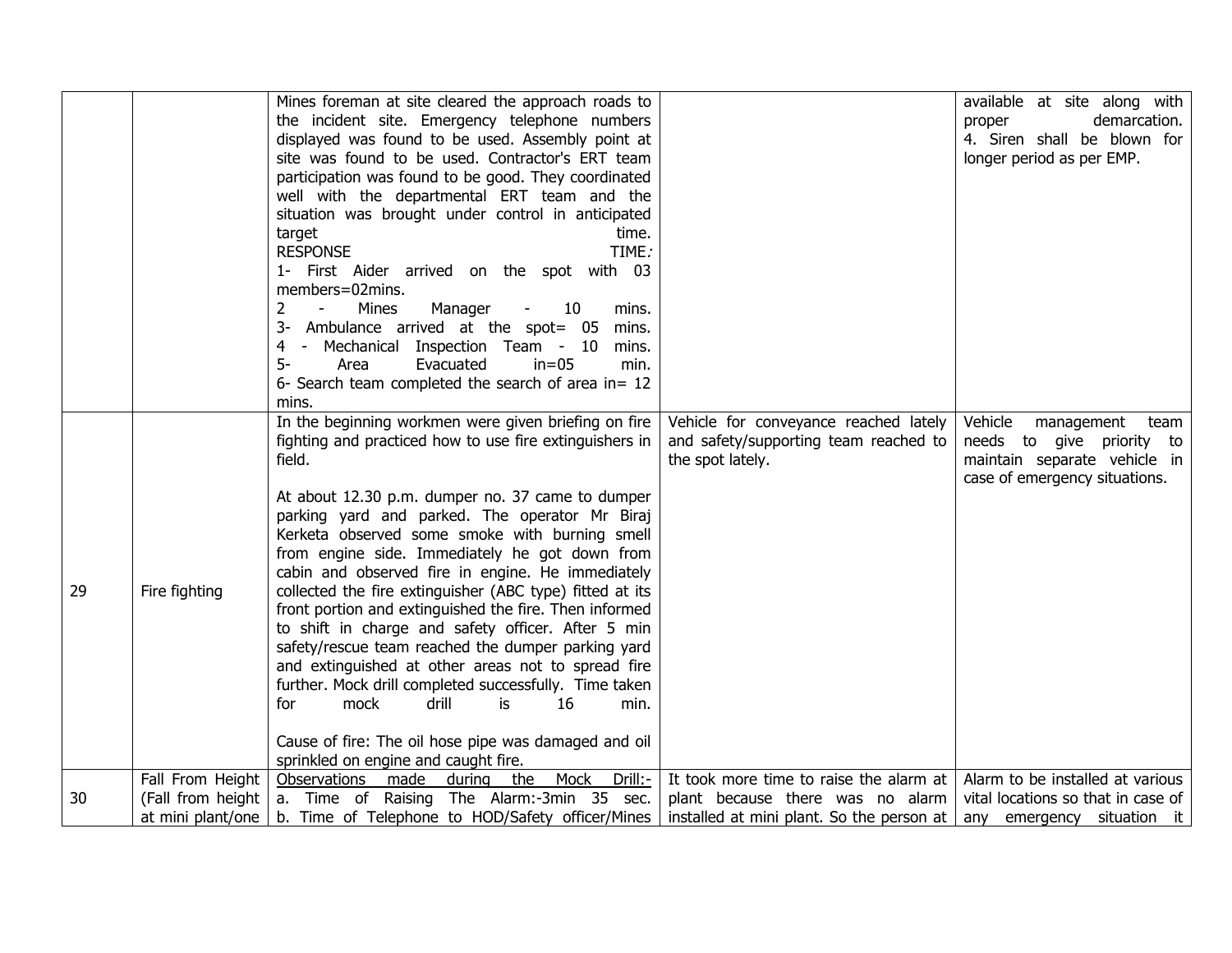| | | | | |
|---|---|---|---|---|
| | | Mines foreman at site cleared the approach roads to the incident site. Emergency telephone numbers displayed was found to be used. Assembly point at site was found to be used. Contractor's ERT team participation was found to be good. They coordinated well with the departmental ERT team and the situation was brought under control in anticipated target time.<br>RESPONSE TIME:<br>1- First Aider arrived on the spot with 03 members=02mins.<br>2 - Mines Manager - 10 mins.<br>3- Ambulance arrived at the spot= 05 mins.<br>4 - Mechanical Inspection Team - 10 mins.<br>5- Area Evacuated in=05 min.<br>6- Search team completed the search of area in= 12 mins. | | available at site along with proper demarcation.<br>4. Siren shall be blown for longer period as per EMP. |
| 29 | Fire fighting | In the beginning workmen were given briefing on fire fighting and practiced how to use fire extinguishers in field.<br><br>At about 12.30 p.m. dumper no. 37 came to dumper parking yard and parked. The operator Mr Biraj Kerketa observed some smoke with burning smell from engine side. Immediately he got down from cabin and observed fire in engine. He immediately collected the fire extinguisher (ABC type) fitted at its front portion and extinguished the fire. Then informed to shift in charge and safety officer. After 5 min safety/rescue team reached the dumper parking yard and extinguished at other areas not to spread fire further. Mock drill completed successfully. Time taken for mock drill is 16 min.<br><br>Cause of fire: The oil hose pipe was damaged and oil sprinkled on engine and caught fire. | Vehicle for conveyance reached lately and safety/supporting team reached to the spot lately. | Vehicle management team needs to give priority to maintain separate vehicle in case of emergency situations. |
| 30 | Fall From Height (Fall from height at mini plant/one | Observations made during the Mock Drill:-<br>a. Time of Raising The Alarm:-3min 35 sec.<br>b. Time of Telephone to HOD/Safety officer/Mines | It took more time to raise the alarm at plant because there was no alarm installed at mini plant. So the person at | Alarm to be installed at various vital locations so that in case of any emergency situation it |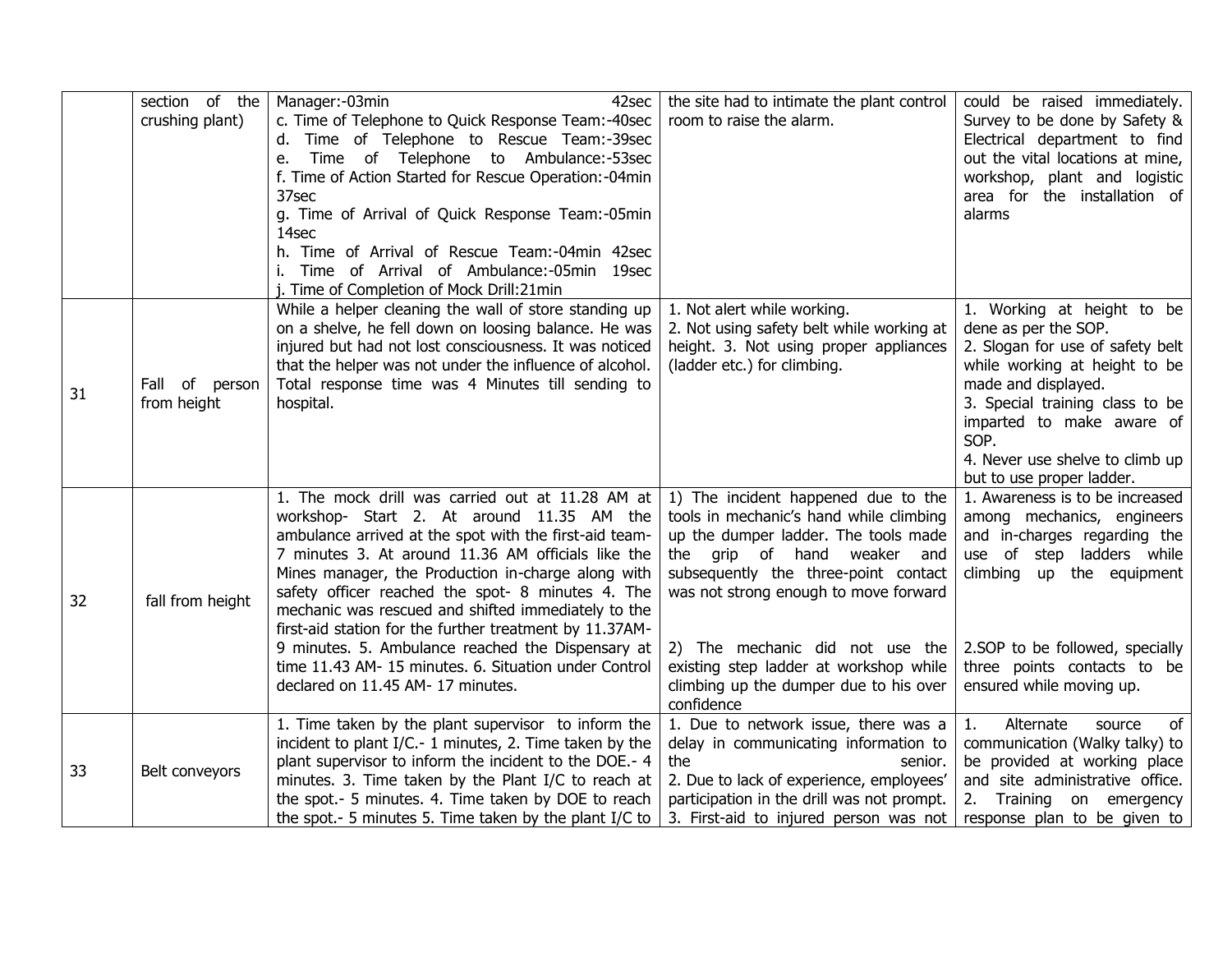| | | | | |
|---|---|---|---|---|
| | section of the crushing plant) | Manager:-03min 42sec<br>c. Time of Telephone to Quick Response Team:-40sec<br>d. Time of Telephone to Rescue Team:-39sec<br>e. Time of Telephone to Ambulance:-53sec<br>f. Time of Action Started for Rescue Operation:-04min 37sec<br>g. Time of Arrival of Quick Response Team:-05min 14sec<br>h. Time of Arrival of Rescue Team:-04min 42sec<br>i. Time of Arrival of Ambulance:-05min 19sec<br>j. Time of Completion of Mock Drill:21min | the site had to intimate the plant control room to raise the alarm. | could be raised immediately. Survey to be done by Safety & Electrical department to find out the vital locations at mine, workshop, plant and logistic area for the installation of alarms |
| 31 | Fall of person from height | While a helper cleaning the wall of store standing up on a shelve, he fell down on loosing balance. He was injured but had not lost consciousness. It was noticed that the helper was not under the influence of alcohol. Total response time was 4 Minutes till sending to hospital. | 1. Not alert while working.<br>2. Not using safety belt while working at height. 3. Not using proper appliances (ladder etc.) for climbing. | 1. Working at height to be dene as per the SOP.<br>2. Slogan for use of safety belt while working at height to be made and displayed.<br>3. Special training class to be imparted to make aware of SOP.<br>4. Never use shelve to climb up but to use proper ladder. |
| 32 | fall from height | 1. The mock drill was carried out at 11.28 AM at workshop- Start 2. At around 11.35 AM the ambulance arrived at the spot with the first-aid team- 7 minutes 3. At around 11.36 AM officials like the Mines manager, the Production in-charge along with safety officer reached the spot- 8 minutes 4. The mechanic was rescued and shifted immediately to the first-aid station for the further treatment by 11.37AM- 9 minutes. 5. Ambulance reached the Dispensary at time 11.43 AM- 15 minutes. 6. Situation under Control declared on 11.45 AM- 17 minutes. | 1) The incident happened due to the tools in mechanic's hand while climbing up the dumper ladder. The tools made the grip of hand weaker and subsequently the three-point contact was not strong enough to move forward<br><br>2) The mechanic did not use the existing step ladder at workshop while climbing up the dumper due to his over confidence | 1. Awareness is to be increased among mechanics, engineers and in-charges regarding the use of step ladders while climbing up the equipment<br><br>2.SOP to be followed, specially three points contacts to be ensured while moving up. |
| 33 | Belt conveyors | 1. Time taken by the plant supervisor to inform the incident to plant I/C.- 1 minutes, 2. Time taken by the plant supervisor to inform the incident to the DOE.- 4 minutes. 3. Time taken by the Plant I/C to reach at the spot.- 5 minutes. 4. Time taken by DOE to reach the spot.- 5 minutes 5. Time taken by the plant I/C to | 1. Due to network issue, there was a delay in communicating information to the senior.<br>2. Due to lack of experience, employees' participation in the drill was not prompt.<br>3. First-aid to injured person was not | 1. Alternate source of communication (Walky talky) to be provided at working place and site administrative office.<br>2. Training on emergency response plan to be given to |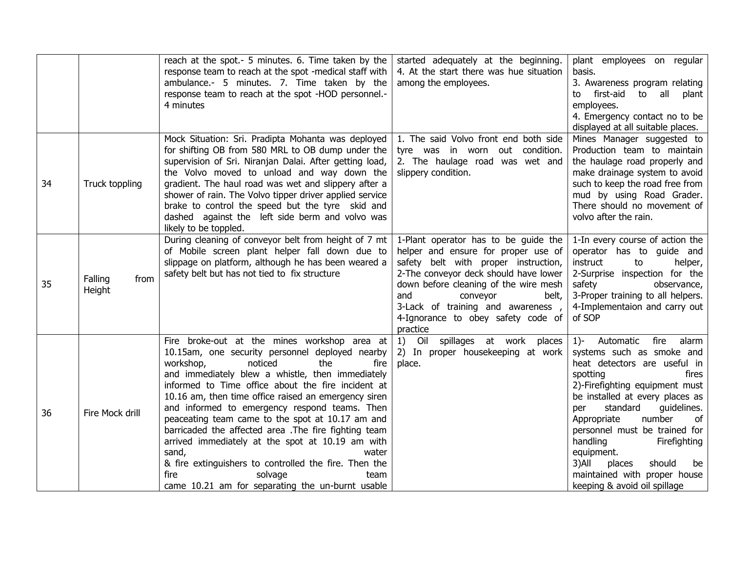| | | | | |
|---|---|---|---|---|
| | | reach at the spot.- 5 minutes. 6. Time taken by the response team to reach at the spot -medical staff with ambulance.- 5 minutes. 7. Time taken by the response team to reach at the spot -HOD personnel.- 4 minutes | started adequately at the beginning. 4. At the start there was hue situation among the employees. | plant employees on regular basis.<br>3. Awareness program relating to first-aid to all plant employees.<br>4. Emergency contact no to be displayed at all suitable places. |
| 34 | Truck toppling | Mock Situation: Sri. Pradipta Mohanta was deployed for shifting OB from 580 MRL to OB dump under the supervision of Sri. Niranjan Dalai. After getting load, the Volvo moved to unload and way down the gradient. The haul road was wet and slippery after a shower of rain. The Volvo tipper driver applied service brake to control the speed but the tyre skid and dashed against the left side berm and volvo was likely to be toppled. | 1. The said Volvo front end both side tyre was in worn out condition. 2. The haulage road was wet and slippery condition. | Mines Manager suggested to Production team to maintain the haulage road properly and make drainage system to avoid such to keep the road free from mud by using Road Grader. There should no movement of volvo after the rain. |
| 35 | Falling from Height | During cleaning of conveyor belt from height of 7 mt of Mobile screen plant helper fall down due to slippage on platform, although he has been weared a safety belt but has not tied to fix structure | 1-Plant operator has to be guide the helper and ensure for proper use of safety belt with proper instruction,<br>2-The conveyor deck should have lower down before cleaning of the wire mesh and conveyor belt,<br>3-Lack of training and awareness ,<br>4-Ignorance to obey safety code of practice | 1-In every course of action the operator has to guide and instruct to helper,<br>2-Surprise inspection for the safety observance,<br>3-Proper training to all helpers.<br>4-Implementaion and carry out of SOP |
| 36 | Fire Mock drill | Fire broke-out at the mines workshop area at 10.15am, one security personnel deployed nearby workshop, noticed the fire and immediately blew a whistle, then immediately informed to Time office about the fire incident at 10.16 am, then time office raised an emergency siren and informed to emergency respond teams. Then peaceating team came to the spot at 10.17 am and barricaded the affected area .The fire fighting team arrived immediately at the spot at 10.19 am with sand, water & fire extinguishers to controlled the fire. Then the fire solvage team came 10.21 am for separating the un-burnt usable | 1) Oil spillages at work places<br>2) In proper housekeeping at work place. | 1)- Automatic fire alarm systems such as smoke and heat detectors are useful in spotting fires<br>2)-Firefighting equipment must be installed at every places as per standard guidelines. Appropriate number of personnel must be trained for handling Firefighting equipment.<br>3)All places should be maintained with proper house keeping & avoid oil spillage |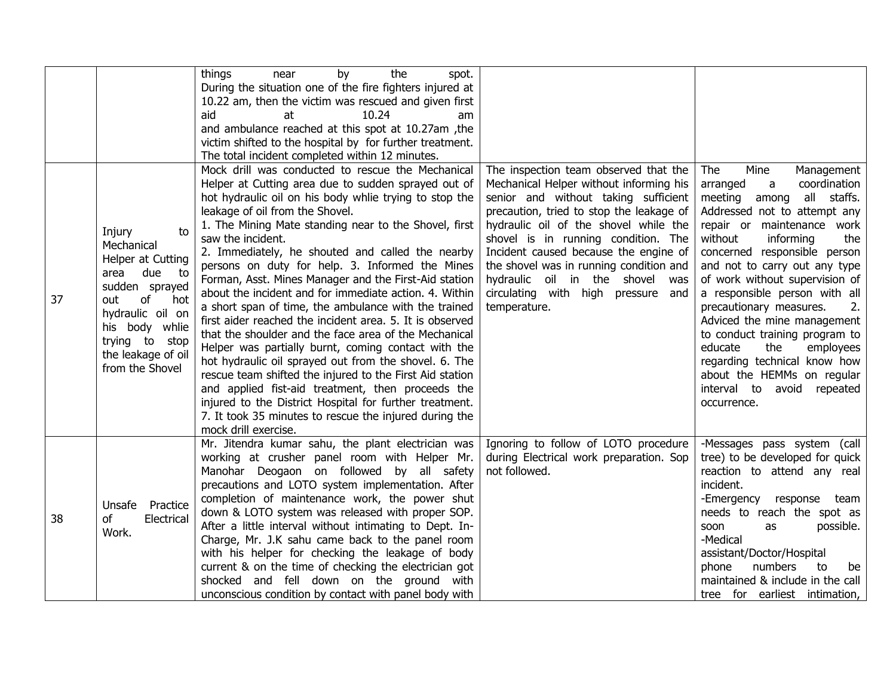| | | | | |
|---|---|---|---|---|
| | | things near by the spot. During the situation one of the fire fighters injured at 10.22 am, then the victim was rescued and given first aid at 10.24 am and ambulance reached at this spot at 10.27am ,the victim shifted to the hospital by for further treatment. The total incident completed within 12 minutes. | | |
| 37 | Injury to Mechanical Helper at Cutting area due to sudden sprayed out of hot hydraulic oil on his body whlie trying to stop the leakage of oil from the Shovel | Mock drill was conducted to rescue the Mechanical Helper at Cutting area due to sudden sprayed out of hot hydraulic oil on his body whlie trying to stop the leakage of oil from the Shovel. 1. The Mining Mate standing near to the Shovel, first saw the incident. 2. Immediately, he shouted and called the nearby persons on duty for help. 3. Informed the Mines Forman, Asst. Mines Manager and the First-Aid station about the incident and for immediate action. 4. Within a short span of time, the ambulance with the trained first aider reached the incident area. 5. It is observed that the shoulder and the face area of the Mechanical Helper was partially burnt, coming contact with the hot hydraulic oil sprayed out from the shovel. 6. The rescue team shifted the injured to the First Aid station and applied fist-aid treatment, then proceeds the injured to the District Hospital for further treatment. 7. It took 35 minutes to rescue the injured during the mock drill exercise. | The inspection team observed that the Mechanical Helper without informing his senior and without taking sufficient precaution, tried to stop the leakage of hydraulic oil of the shovel while the shovel is in running condition. The Incident caused because the engine of the shovel was in running condition and hydraulic oil in the shovel was circulating with high pressure and temperature. | The Mine Management arranged a coordination meeting among all staffs. Addressed not to attempt any repair or maintenance work without informing the concerned responsible person and not to carry out any type of work without supervision of a responsible person with all precautionary measures. 2. Adviced the mine management to conduct training program to educate the employees regarding technical know how about the HEMMs on regular interval to avoid repeated occurrence. |
| 38 | Unsafe Practice of Electrical Work. | Mr. Jitendra kumar sahu, the plant electrician was working at crusher panel room with Helper Mr. Manohar Deogaon on followed by all safety precautions and LOTO system implementation. After completion of maintenance work, the power shut down & LOTO system was released with proper SOP. After a little interval without intimating to Dept. In-Charge, Mr. J.K sahu came back to the panel room with his helper for checking the leakage of body current & on the time of checking the electrician got shocked and fell down on the ground with unconscious condition by contact with panel body with | Ignoring to follow of LOTO procedure during Electrical work preparation. Sop not followed. | -Messages pass system (call tree) to be developed for quick reaction to attend any real incident.<br>-Emergency response team needs to reach the spot as soon as possible.<br>-Medical assistant/Doctor/Hospital phone numbers to be maintained & include in the call tree for earliest intimation, |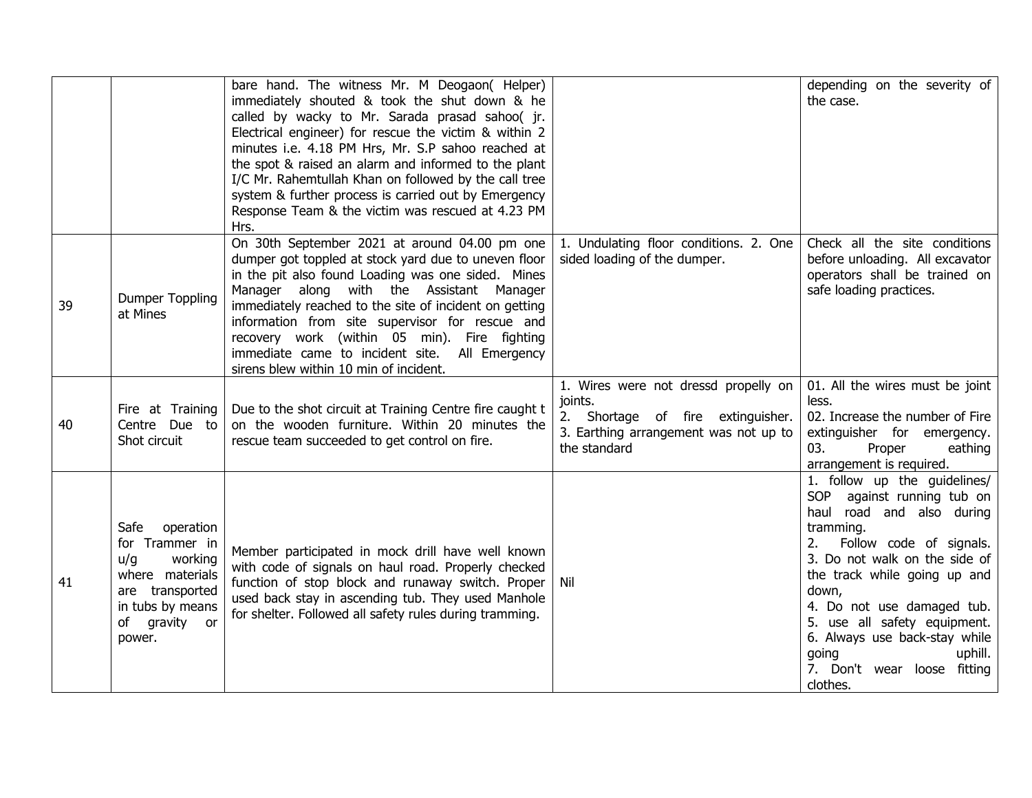| | | | | |
|---|---|---|---|---|
| | | bare hand. The witness Mr. M Deogaon( Helper) immediately shouted & took the shut down & he called by wacky to Mr. Sarada prasad sahoo( jr. Electrical engineer) for rescue the victim & within 2 minutes i.e. 4.18 PM Hrs, Mr. S.P sahoo reached at the spot & raised an alarm and informed to the plant I/C Mr. Rahemtullah Khan on followed by the call tree system & further process is carried out by Emergency Response Team & the victim was rescued at 4.23 PM Hrs. | | depending on the severity of the case. |
| 39 | Dumper Toppling at Mines | On 30th September 2021 at around 04.00 pm one dumper got toppled at stock yard due to uneven floor in the pit also found Loading was one sided. Mines Manager along with the Assistant Manager immediately reached to the site of incident on getting information from site supervisor for rescue and recovery work (within 05 min). Fire fighting immediate came to incident site. All Emergency sirens blew within 10 min of incident. | 1. Undulating floor conditions. 2. One sided loading of the dumper. | Check all the site conditions before unloading. All excavator operators shall be trained on safe loading practices. |
| 40 | Fire at Training Centre Due to Shot circuit | Due to the shot circuit at Training Centre fire caught t on the wooden furniture. Within 20 minutes the rescue team succeeded to get control on fire. | 1. Wires were not dressd propelly on joints.<br>2. Shortage of fire extinguisher.<br>3. Earthing arrangement was not up to the standard | 01. All the wires must be joint less.<br>02. Increase the number of Fire extinguisher for emergency.<br>03. Proper eathing arrangement is required. |
| 41 | Safe operation for Trammer in u/g working where materials are transported in tubs by means of gravity or power. | Member participated in mock drill have well known with code of signals on haul road. Properly checked function of stop block and runaway switch. Proper used back stay in ascending tub. They used Manhole for shelter. Followed all safety rules during tramming. | Nil | 1. follow up the guidelines/ SOP against running tub on haul road and also during tramming.<br>2. Follow code of signals.<br>3. Do not walk on the side of the track while going up and down,<br>4. Do not use damaged tub.<br>5. use all safety equipment.<br>6. Always use back-stay while going uphill.<br>7. Don't wear loose fitting clothes. |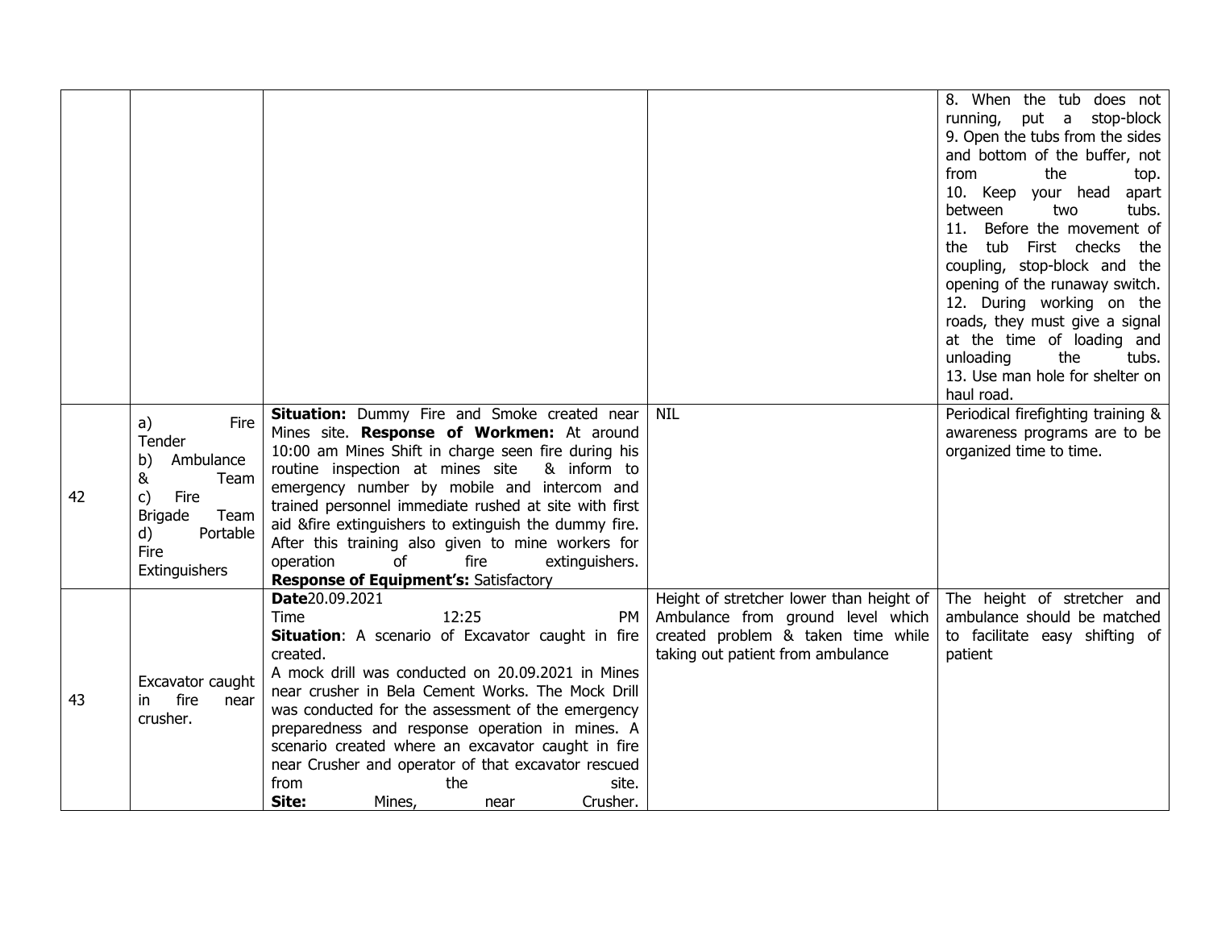| | | | | |
|---|---|---|---|---|
| | | | | 8. When the tub does not running, put a stop-block<br>9. Open the tubs from the sides and bottom of the buffer, not from the top.<br>10. Keep your head apart between two tubs.<br>11. Before the movement of the tub First checks the coupling, stop-block and the opening of the runaway switch.<br>12. During working on the roads, they must give a signal at the time of loading and unloading the tubs.<br>13. Use man hole for shelter on haul road. |
| 42 | a) Fire Tender<br>b) Ambulance & Team<br>c) Fire Brigade Team<br>d) Portable Fire Extinguishers | **Situation:** Dummy Fire and Smoke created near Mines site. **Response of Workmen:** At around 10:00 am Mines Shift in charge seen fire during his routine inspection at mines site & inform to emergency number by mobile and intercom and trained personnel immediate rushed at site with first aid &fire extinguishers to extinguish the dummy fire. After this training also given to mine workers for operation of fire extinguishers.<br>**Response of Equipment's:** Satisfactory | NIL | Periodical firefighting training & awareness programs are to be organized time to time. |
| 43 | Excavator caught in fire near crusher. | **Date**20.09.2021<br>Time 12:25 PM<br>**Situation**: A scenario of Excavator caught in fire created.<br>A mock drill was conducted on 20.09.2021 in Mines near crusher in Bela Cement Works. The Mock Drill was conducted for the assessment of the emergency preparedness and response operation in mines. A scenario created where an excavator caught in fire near Crusher and operator of that excavator rescued from the site.<br>**Site:** Mines, near Crusher. | Height of stretcher lower than height of Ambulance from ground level which created problem & taken time while taking out patient from ambulance | The height of stretcher and ambulance should be matched to facilitate easy shifting of patient |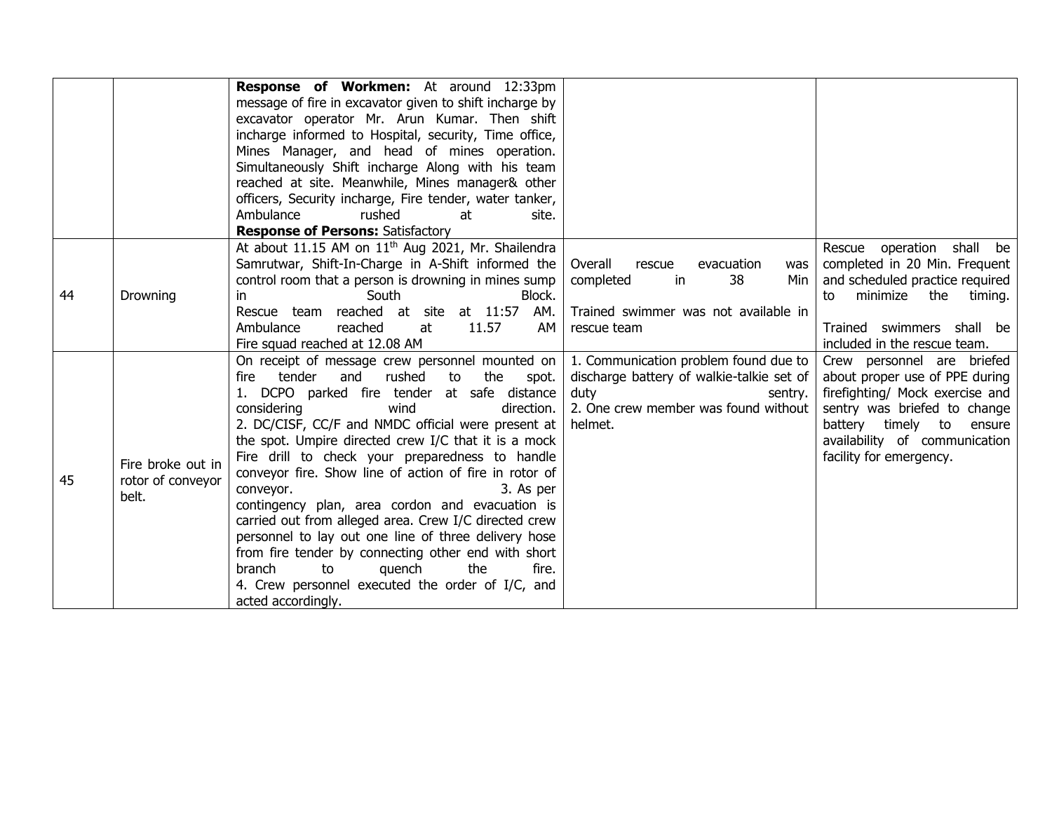| | | | | |
|---|---|---|---|---|
| | | **Response of Workmen:** At around 12:33pm message of fire in excavator given to shift incharge by excavator operator Mr. Arun Kumar. Then shift incharge informed to Hospital, security, Time office, Mines Manager, and head of mines operation. Simultaneously Shift incharge Along with his team reached at site. Meanwhile, Mines manager& other officers, Security incharge, Fire tender, water tanker, Ambulance rushed at site.<br>**Response of Persons:** Satisfactory | | |
| 44 | Drowning | At about 11.15 AM on 11th Aug 2021, Mr. Shailendra Samrutwar, Shift-In-Charge in A-Shift informed the control room that a person is drowning in mines sump in South Block.<br>Rescue team reached at site at 11:57 AM.<br>Ambulance reached at 11.57 AM<br>Fire squad reached at 12.08 AM | Overall rescue evacuation was completed in 38 Min<br><br>Trained swimmer was not available in rescue team | Rescue operation shall be completed in 20 Min. Frequent and scheduled practice required to minimize the timing.<br><br>Trained swimmers shall be included in the rescue team. |
| 45 | Fire broke out in rotor of conveyor belt. | On receipt of message crew personnel mounted on fire tender and rushed to the spot.<br>1. DCPO parked fire tender at safe distance considering wind direction.<br>2. DC/CISF, CC/F and NMDC official were present at the spot. Umpire directed crew I/C that it is a mock Fire drill to check your preparedness to handle conveyor fire. Show line of action of fire in rotor of conveyor.<br>3. As per contingency plan, area cordon and evacuation is carried out from alleged area. Crew I/C directed crew personnel to lay out one line of three delivery hose from fire tender by connecting other end with short branch to quench the fire.<br>4. Crew personnel executed the order of I/C, and acted accordingly. | 1. Communication problem found due to discharge battery of walkie-talkie set of duty sentry.<br>2. One crew member was found without helmet. | Crew personnel are briefed about proper use of PPE during firefighting/ Mock exercise and sentry was briefed to change battery timely to ensure availability of communication facility for emergency. |